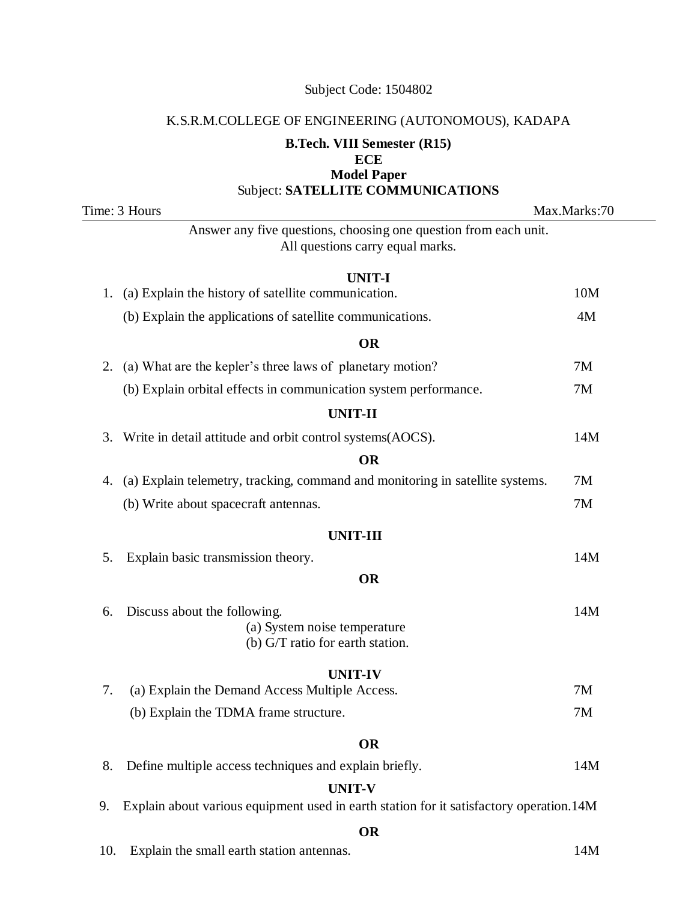Subject Code: 1504802

K.S.R.M.COLLEGE OF ENGINEERING (AUTONOMOUS), KADAPA

**B.Tech. VIII Semester (R15)**
**ECE**
**Model Paper**
Subject: **SATELLITE COMMUNICATIONS**

Time: 3 Hours Max.Marks:70

Answer any five questions, choosing one question from each unit.
All questions carry equal marks.

**UNIT-I**

1. (a) Explain the history of satellite communication. 10M

   (b) Explain the applications of satellite communications. 4M

**OR**

2. (a) What are the kepler's three laws of planetary motion? 7M

   (b) Explain orbital effects in communication system performance. 7M

**UNIT-II**

3. Write in detail attitude and orbit control systems(AOCS). 14M

**OR**

4. (a) Explain telemetry, tracking, command and monitoring in satellite systems. 7M

   (b) Write about spacecraft antennas. 7M

**UNIT-III**

5. Explain basic transmission theory. 14M

**OR**

6. Discuss about the following. 14M

   (a) System noise temperature

   (b) G/T ratio for earth station.

**UNIT-IV**

7. (a) Explain the Demand Access Multiple Access. 7M

   (b) Explain the TDMA frame structure. 7M

**OR**

8. Define multiple access techniques and explain briefly. 14M

**UNIT-V**

9. Explain about various equipment used in earth station for it satisfactory operation.14M

**OR**

10. Explain the small earth station antennas. 14M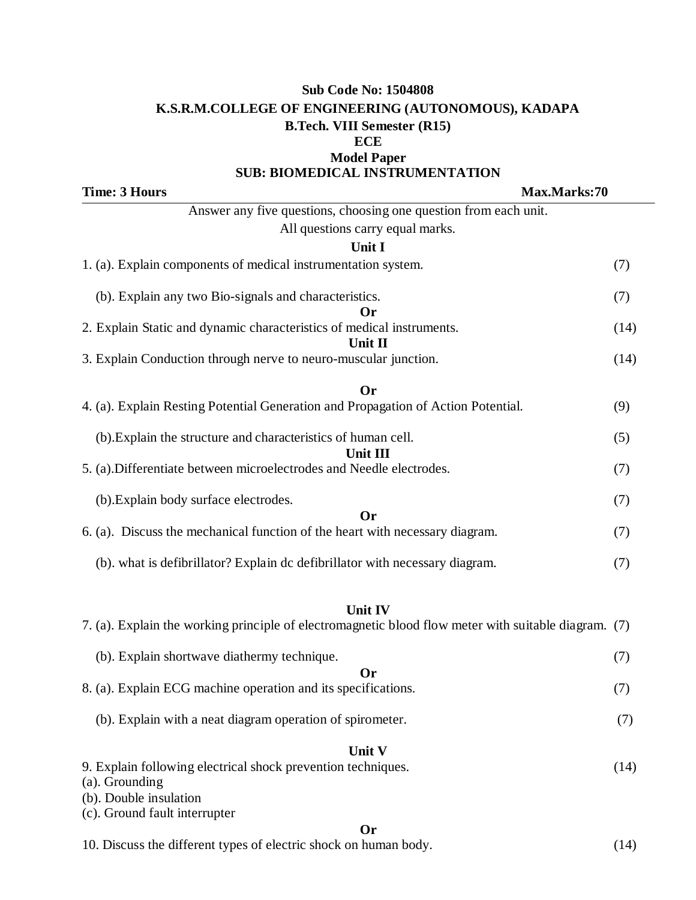**Sub Code No: 1504808**

**K.S.R.M.COLLEGE OF ENGINEERING (AUTONOMOUS), KADAPA**

**B.Tech. VIII Semester (R15)**

**ECE**

**Model Paper**

**SUB: BIOMEDICAL INSTRUMENTATION**

**Time: 3 Hours** **Max.Marks:70**

---

Answer any five questions, choosing one question from each unit.

All questions carry equal marks.

**Unit I**

1. (a). Explain components of medical instrumentation system. (7)

   (b). Explain any two Bio-signals and characteristics. (7)

**Or**

2. Explain Static and dynamic characteristics of medical instruments. (14)

**Unit II**

3. Explain Conduction through nerve to neuro-muscular junction. (14)

**Or**

4. (a). Explain Resting Potential Generation and Propagation of Action Potential. (9)

   (b).Explain the structure and characteristics of human cell. (5)

**Unit III**

5. (a).Differentiate between microelectrodes and Needle electrodes. (7)

   (b).Explain body surface electrodes. (7)

**Or**

6. (a). Discuss the mechanical function of the heart with necessary diagram. (7)

   (b). what is defibrillator? Explain dc defibrillator with necessary diagram. (7)

**Unit IV**

7. (a). Explain the working principle of electromagnetic blood flow meter with suitable diagram. (7)

   (b). Explain shortwave diathermy technique. (7)

**Or**

8. (a). Explain ECG machine operation and its specifications. (7)

   (b). Explain with a neat diagram operation of spirometer. (7)

**Unit V**

9. Explain following electrical shock prevention techniques. (14)

(a). Grounding

(b). Double insulation

(c). Ground fault interrupter

**Or**

10. Discuss the different types of electric shock on human body. (14)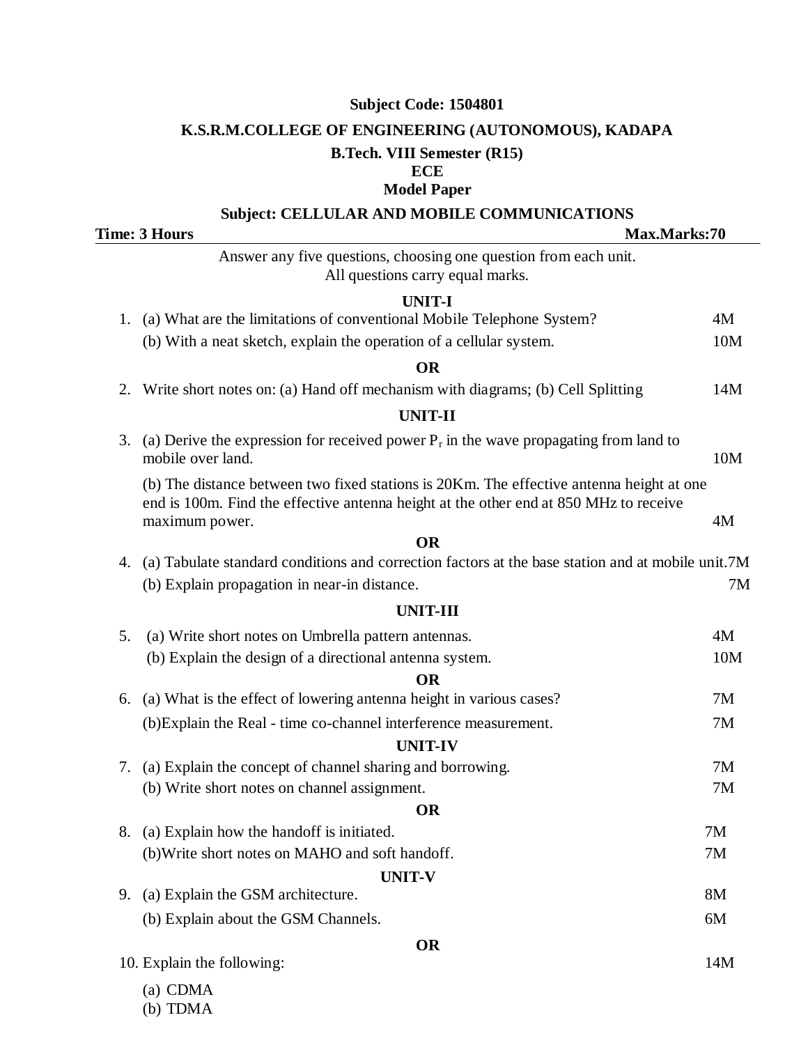**Subject Code: 1504801**

# K.S.R.M.COLLEGE OF ENGINEERING (AUTONOMOUS), KADAPA

**B.Tech. VIII Semester (R15)**

**ECE**

**Model Paper**

## Subject: CELLULAR AND MOBILE COMMUNICATIONS

**Time: 3 Hours** **Max.Marks:70**

Answer any five questions, choosing one question from each unit.
All questions carry equal marks.

### UNIT-I

1. (a) What are the limitations of conventional Mobile Telephone System? 4M

   (b) With a neat sketch, explain the operation of a cellular system. 10M

**OR**

2. Write short notes on: (a) Hand off mechanism with diagrams; (b) Cell Splitting 14M

### UNIT-II

3. (a) Derive the expression for received power $P_r$ in the wave propagating from land to mobile over land. 10M

   (b) The distance between two fixed stations is 20Km. The effective antenna height at one end is 100m. Find the effective antenna height at the other end at 850 MHz to receive maximum power. 4M

**OR**

4. (a) Tabulate standard conditions and correction factors at the base station and at mobile unit. 7M

   (b) Explain propagation in near-in distance. 7M

### UNIT-III

5. (a) Write short notes on Umbrella pattern antennas. 4M

   (b) Explain the design of a directional antenna system. 10M

**OR**

6. (a) What is the effect of lowering antenna height in various cases? 7M

   (b) Explain the Real - time co-channel interference measurement. 7M

### UNIT-IV

7. (a) Explain the concept of channel sharing and borrowing. 7M

   (b) Write short notes on channel assignment. 7M

**OR**

8. (a) Explain how the handoff is initiated. 7M

   (b) Write short notes on MAHO and soft handoff. 7M

### UNIT-V

9. (a) Explain the GSM architecture. 8M

   (b) Explain about the GSM Channels. 6M

**OR**

10. Explain the following: 14M

    (a) CDMA
    (b) TDMA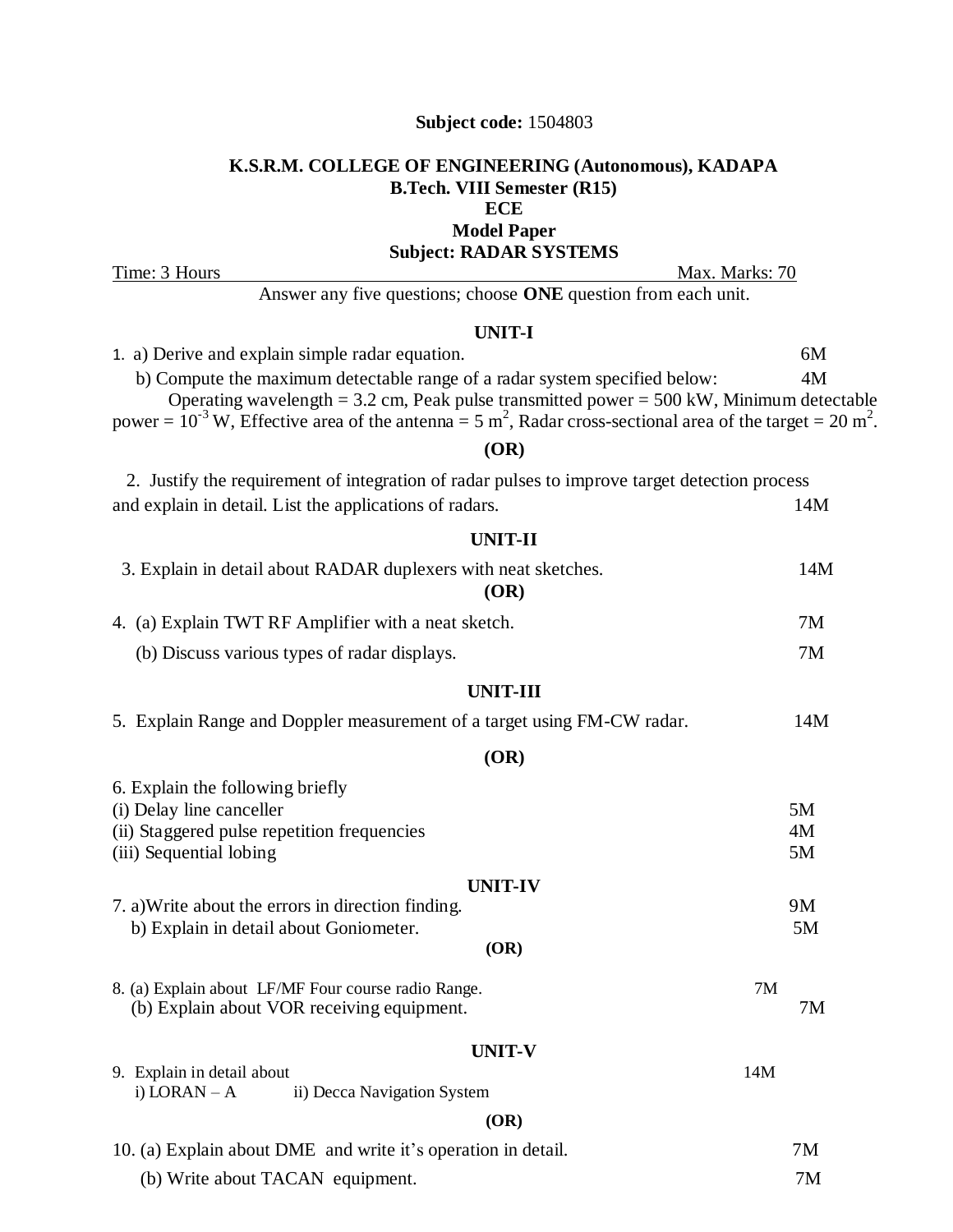**Subject code:** 1504803

## K.S.R.M. COLLEGE OF ENGINEERING (Autonomous), KADAPA

**B.Tech. VIII Semester (R15)**

**ECE**

**Model Paper**

**Subject: RADAR SYSTEMS**

Time: 3 Hours — Max. Marks: 70

Answer any five questions; choose **ONE** question from each unit.

### UNIT-I

1. a) Derive and explain simple radar equation. — 6M

   b) Compute the maximum detectable range of a radar system specified below: — 4M

   Operating wavelength = 3.2 cm, Peak pulse transmitted power = 500 kW, Minimum detectable power = $10^{-3}$ W, Effective area of the antenna = 5 $m^2$, Radar cross-sectional area of the target = 20 $m^2$.

**(OR)**

2. Justify the requirement of integration of radar pulses to improve target detection process and explain in detail. List the applications of radars. — 14M

### UNIT-II

3. Explain in detail about RADAR duplexers with neat sketches. — 14M

**(OR)**

4. (a) Explain TWT RF Amplifier with a neat sketch. — 7M

   (b) Discuss various types of radar displays. — 7M

### UNIT-III

5. Explain Range and Doppler measurement of a target using FM-CW radar. — 14M

**(OR)**

6. Explain the following briefly

   (i) Delay line canceller — 5M

   (ii) Staggered pulse repetition frequencies — 4M

   (iii) Sequential lobing — 5M

### UNIT-IV

7. a)Write about the errors in direction finding. — 9M

   b) Explain in detail about Goniometer. — 5M

**(OR)**

8. (a) Explain about LF/MF Four course radio Range. — 7M

   (b) Explain about VOR receiving equipment. — 7M

### UNIT-V

9. Explain in detail about — 14M

   i) LORAN – A  ii) Decca Navigation System

**(OR)**

10. (a) Explain about DME and write it's operation in detail. — 7M

    (b) Write about TACAN equipment. — 7M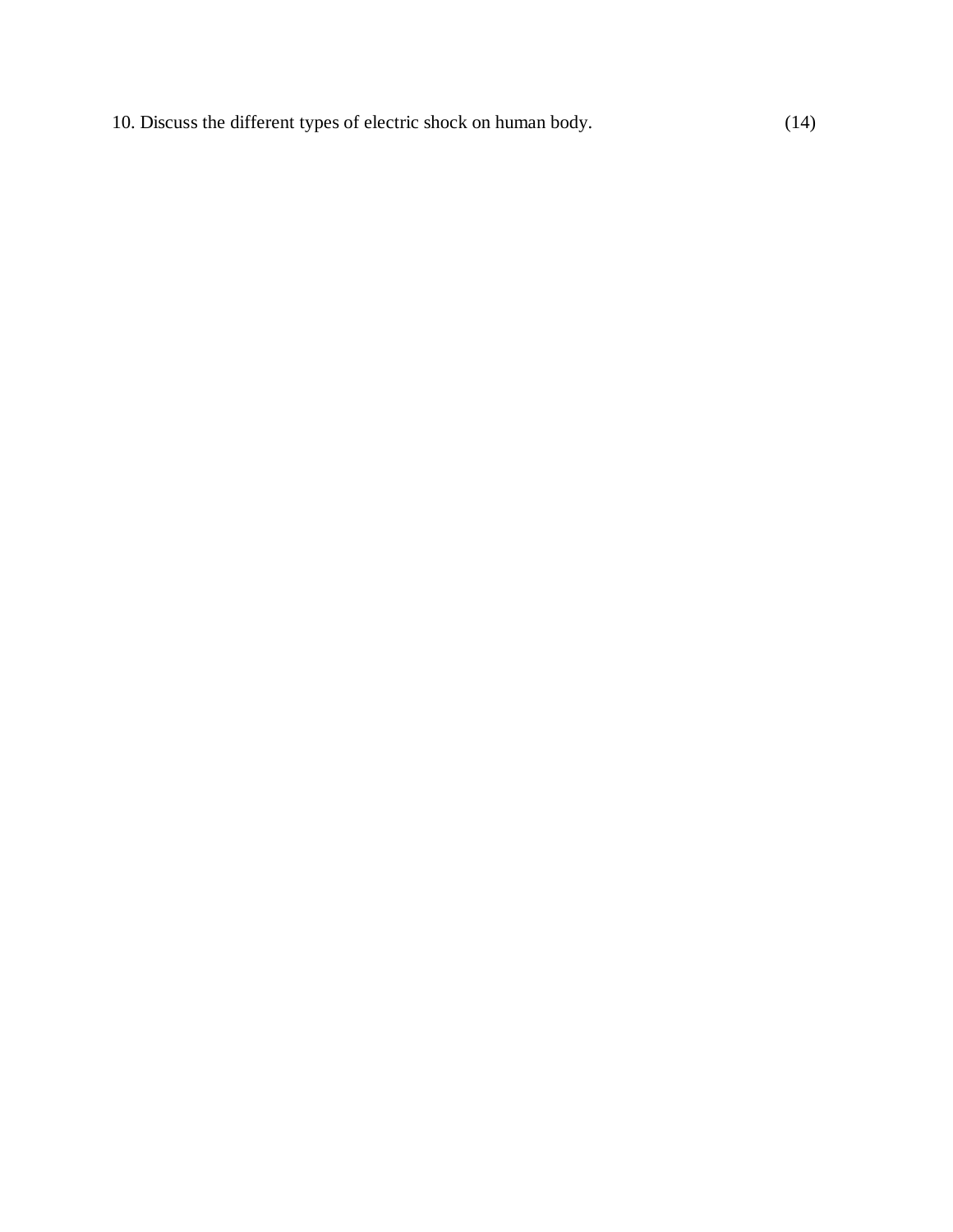10. Discuss the different types of electric shock on human body. (14)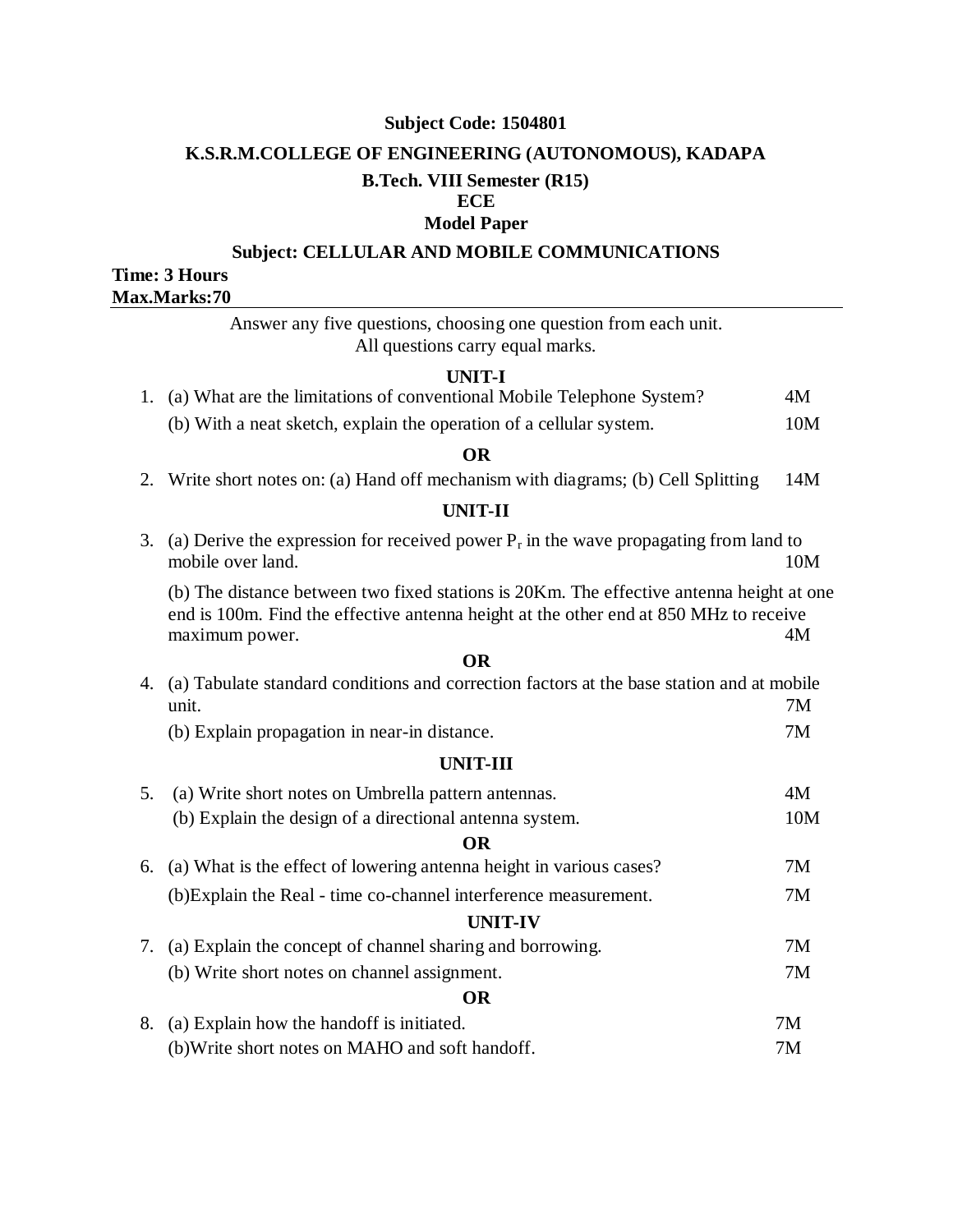**Subject Code: 1504801**

**K.S.R.M.COLLEGE OF ENGINEERING (AUTONOMOUS), KADAPA**

**B.Tech. VIII Semester (R15)**

**ECE**

**Model Paper**

**Subject: CELLULAR AND MOBILE COMMUNICATIONS**

**Time: 3 Hours**

**Max.Marks:70**

---

Answer any five questions, choosing one question from each unit.
All questions carry equal marks.

**UNIT-I**

1. (a) What are the limitations of conventional Mobile Telephone System? — 4M

   (b) With a neat sketch, explain the operation of a cellular system. — 10M

**OR**

2. Write short notes on: (a) Hand off mechanism with diagrams; (b) Cell Splitting — 14M

**UNIT-II**

3. (a) Derive the expression for received power $P_r$ in the wave propagating from land to mobile over land. — 10M

   (b) The distance between two fixed stations is 20Km. The effective antenna height at one end is 100m. Find the effective antenna height at the other end at 850 MHz to receive maximum power. — 4M

**OR**

4. (a) Tabulate standard conditions and correction factors at the base station and at mobile unit. — 7M

   (b) Explain propagation in near-in distance. — 7M

**UNIT-III**

5. (a) Write short notes on Umbrella pattern antennas. — 4M

   (b) Explain the design of a directional antenna system. — 10M

**OR**

6. (a) What is the effect of lowering antenna height in various cases? — 7M

   (b) Explain the Real - time co-channel interference measurement. — 7M

**UNIT-IV**

7. (a) Explain the concept of channel sharing and borrowing. — 7M

   (b) Write short notes on channel assignment. — 7M

**OR**

8. (a) Explain how the handoff is initiated. — 7M

   (b) Write short notes on MAHO and soft handoff. — 7M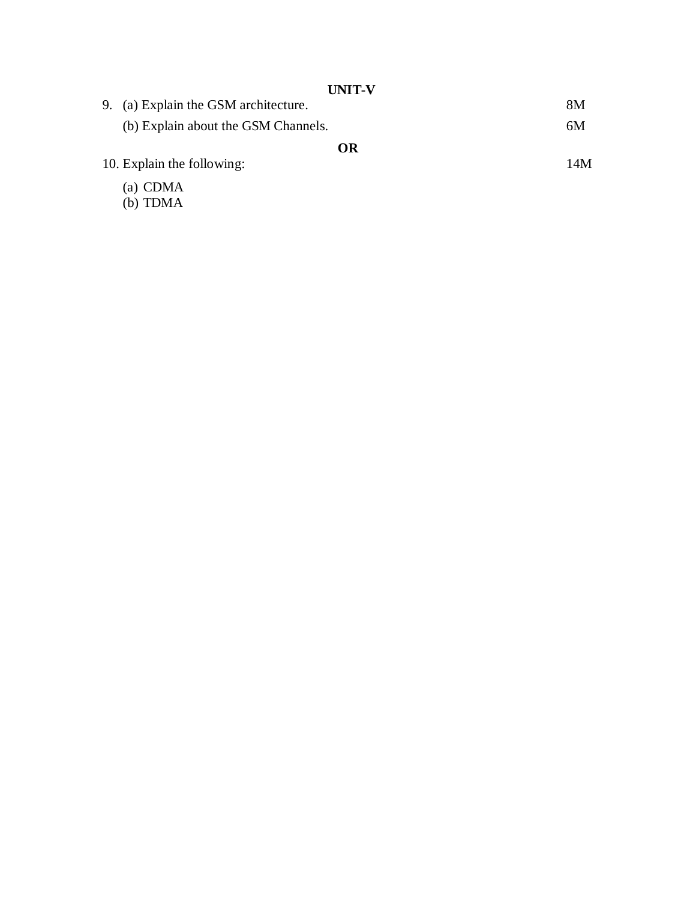## UNIT-V

| | | |
|---|---|---|
| 9. | (a) Explain the GSM architecture. | 8M |
| | (b) Explain about the GSM Channels. | 6M |

**OR**

| | | |
|---|---|---|
| 10. | Explain the following: | 14M |
| | (a) CDMA | |
| | (b) TDMA | |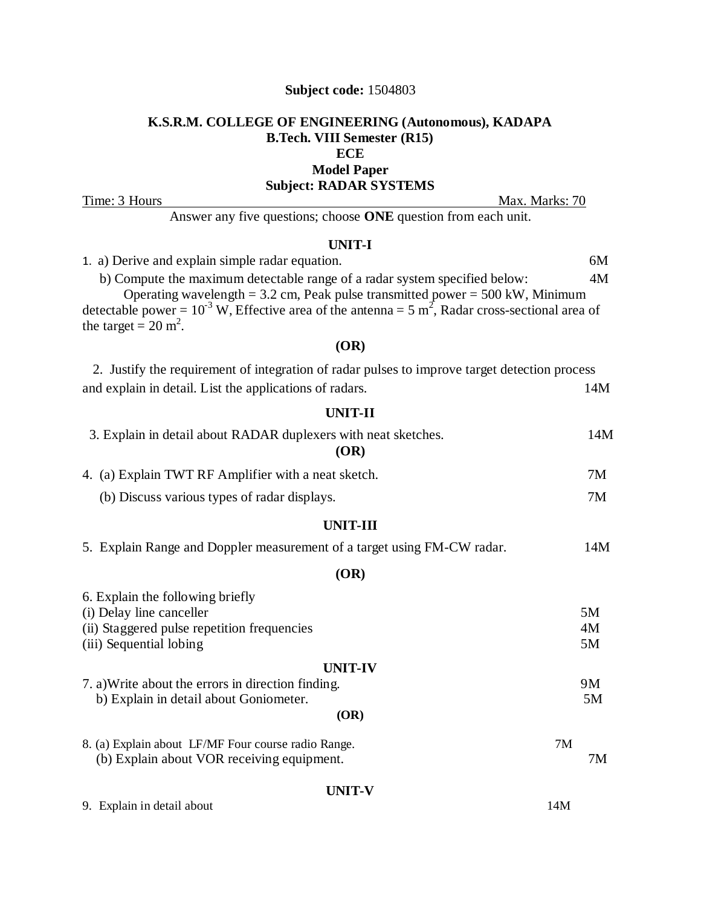**Subject code:** 1504803

**K.S.R.M. COLLEGE OF ENGINEERING (Autonomous), KADAPA**
**B.Tech. VIII Semester (R15)**
**ECE**
**Model Paper**
**Subject: RADAR SYSTEMS**

Time: 3 Hours Max. Marks: 70

Answer any five questions; choose **ONE** question from each unit.

**UNIT-I**

1. a) Derive and explain simple radar equation. 6M

   b) Compute the maximum detectable range of a radar system specified below: 4M
   Operating wavelength = 3.2 cm, Peak pulse transmitted power = 500 kW, Minimum detectable power = $10^{-3}$ W, Effective area of the antenna = 5 $m^2$, Radar cross-sectional area of the target = 20 $m^2$.

**(OR)**

2. Justify the requirement of integration of radar pulses to improve target detection process and explain in detail. List the applications of radars. 14M

**UNIT-II**

3. Explain in detail about RADAR duplexers with neat sketches. 14M

**(OR)**

4. (a) Explain TWT RF Amplifier with a neat sketch. 7M

   (b) Discuss various types of radar displays. 7M

**UNIT-III**

5. Explain Range and Doppler measurement of a target using FM-CW radar. 14M

**(OR)**

6. Explain the following briefly
   (i) Delay line canceller 5M
   (ii) Staggered pulse repetition frequencies 4M
   (iii) Sequential lobing 5M

**UNIT-IV**

7. a) Write about the errors in direction finding. 9M
   b) Explain in detail about Goniometer. 5M

**(OR)**

8. (a) Explain about LF/MF Four course radio Range. 7M
   (b) Explain about VOR receiving equipment. 7M

**UNIT-V**

9. Explain in detail about 14M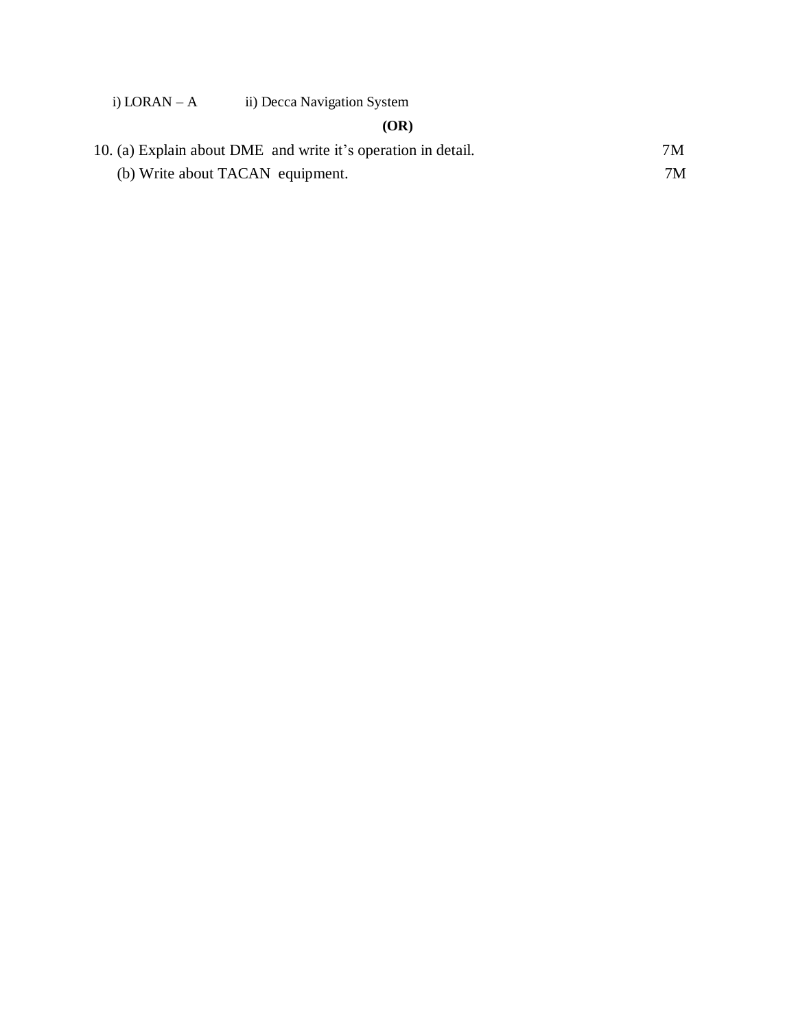i) LORAN – A ii) Decca Navigation System

**(OR)**

10. (a) Explain about DME and write it's operation in detail. 7M

(b) Write about TACAN equipment. 7M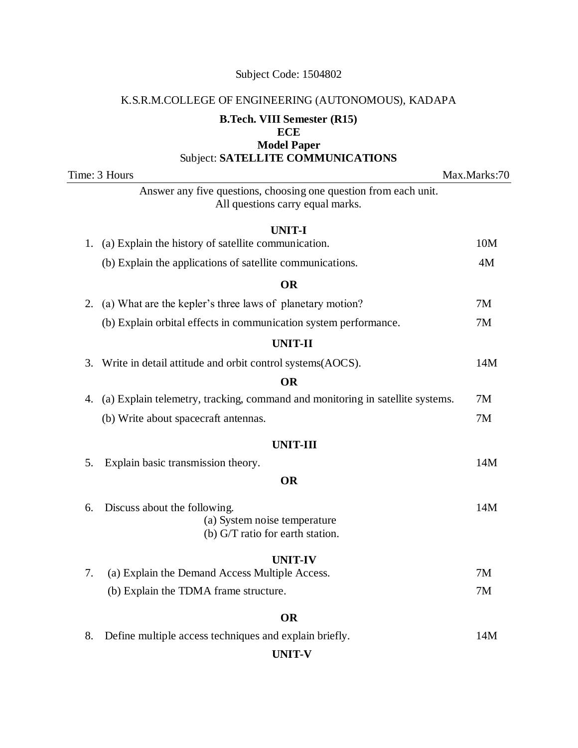Subject Code: 1504802

K.S.R.M.COLLEGE OF ENGINEERING (AUTONOMOUS), KADAPA

**B.Tech. VIII Semester (R15)**

**ECE**

**Model Paper**

Subject: **SATELLITE COMMUNICATIONS**

Time: 3 Hours Max.Marks:70

Answer any five questions, choosing one question from each unit.
All questions carry equal marks.

**UNIT-I**

1. (a) Explain the history of satellite communication. 10M

   (b) Explain the applications of satellite communications. 4M

**OR**

2. (a) What are the kepler's three laws of planetary motion? 7M

   (b) Explain orbital effects in communication system performance. 7M

**UNIT-II**

3. Write in detail attitude and orbit control systems(AOCS). 14M

**OR**

4. (a) Explain telemetry, tracking, command and monitoring in satellite systems. 7M

   (b) Write about spacecraft antennas. 7M

**UNIT-III**

5. Explain basic transmission theory. 14M

**OR**

6. Discuss about the following. 14M

   (a) System noise temperature

   (b) G/T ratio for earth station.

**UNIT-IV**

7. (a) Explain the Demand Access Multiple Access. 7M

   (b) Explain the TDMA frame structure. 7M

**OR**

8. Define multiple access techniques and explain briefly. 14M

**UNIT-V**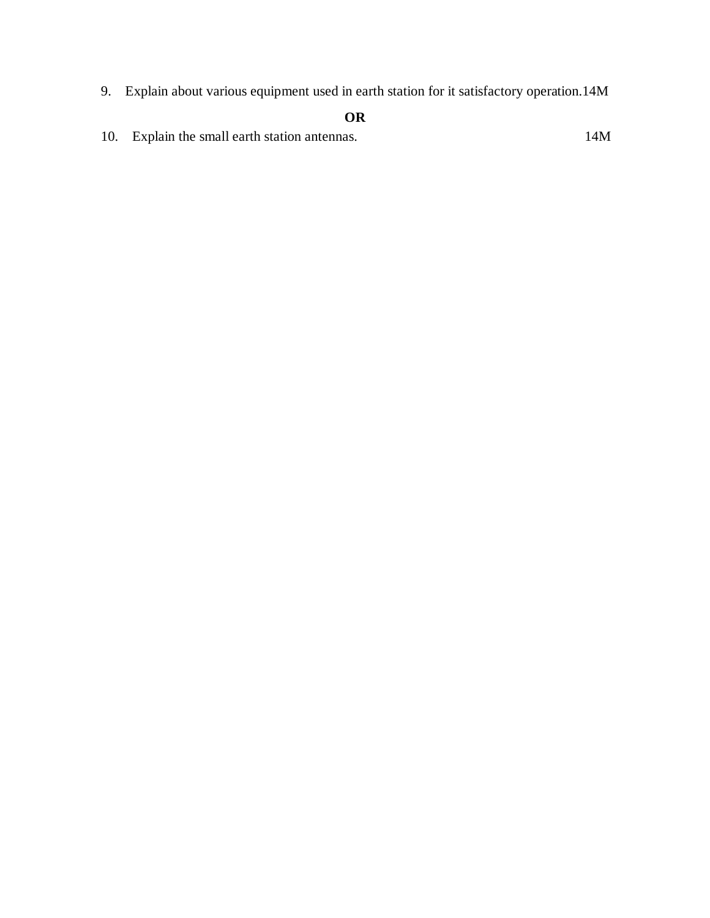9. Explain about various equipment used in earth station for it satisfactory operation.14M

**OR**

10. Explain the small earth station antennas. 14M